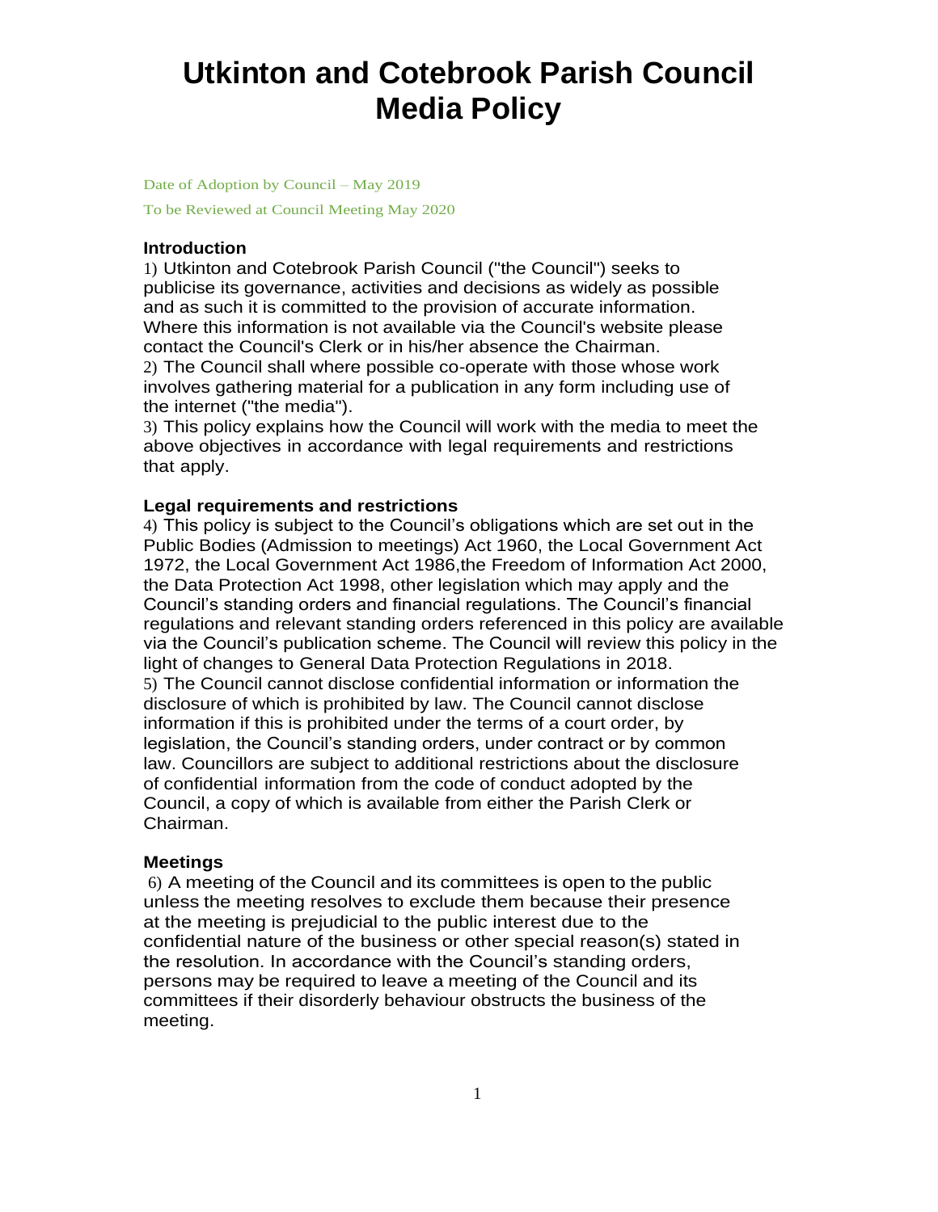# Utkinton and Cotebrook Parish Council Media Policy

Date of Adoption by Council – May 2019

To be Reviewed at Council Meeting May 2020

### Introduction

1) Utkinton and Cotebrook Parish Council ("the Council") seeks to publicise its governance, activities and decisions as widely as possible and as such it is committed to the provision of accurate information. Where this information is not available via the Council's website please contact the Council's Clerk or in his/her absence the Chairman.

2) The Council shall where possible co-operate with those whose work involves gathering material for a publication in any form including use of the internet ("the media").

3) This policy explains how the Council will work with the media to meet the above objectives in accordance with legal requirements and restrictions that apply.

### Legal requirements and restrictions

4) This policy is subject to the Council's obligations which are set out in the Public Bodies (Admission to meetings) Act 1960, the Local Government Act 1972, the Local Government Act 1986,the Freedom of Information Act 2000, the Data Protection Act 1998, other legislation which may apply and the Council's standing orders and financial regulations. The Council's financial regulations and relevant standing orders referenced in this policy are available via the Council's publication scheme. The Council will review this policy in the light of changes to General Data Protection Regulations in 2018.

5) The Council cannot disclose confidential information or information the disclosure of which is prohibited by law. The Council cannot disclose information if this is prohibited under the terms of a court order, by legislation, the Council's standing orders, under contract or by common law. Councillors are subject to additional restrictions about the disclosure of confidential information from the code of conduct adopted by the Council, a copy of which is available from either the Parish Clerk or Chairman.

### Meetings

6) A meeting of the Council and its committees is open to the public unless the meeting resolves to exclude them because their presence at the meeting is prejudicial to the public interest due to the confidential nature of the business or other special reason(s) stated in the resolution. In accordance with the Council's standing orders, persons may be required to leave a meeting of the Council and its committees if their disorderly behaviour obstructs the business of the meeting.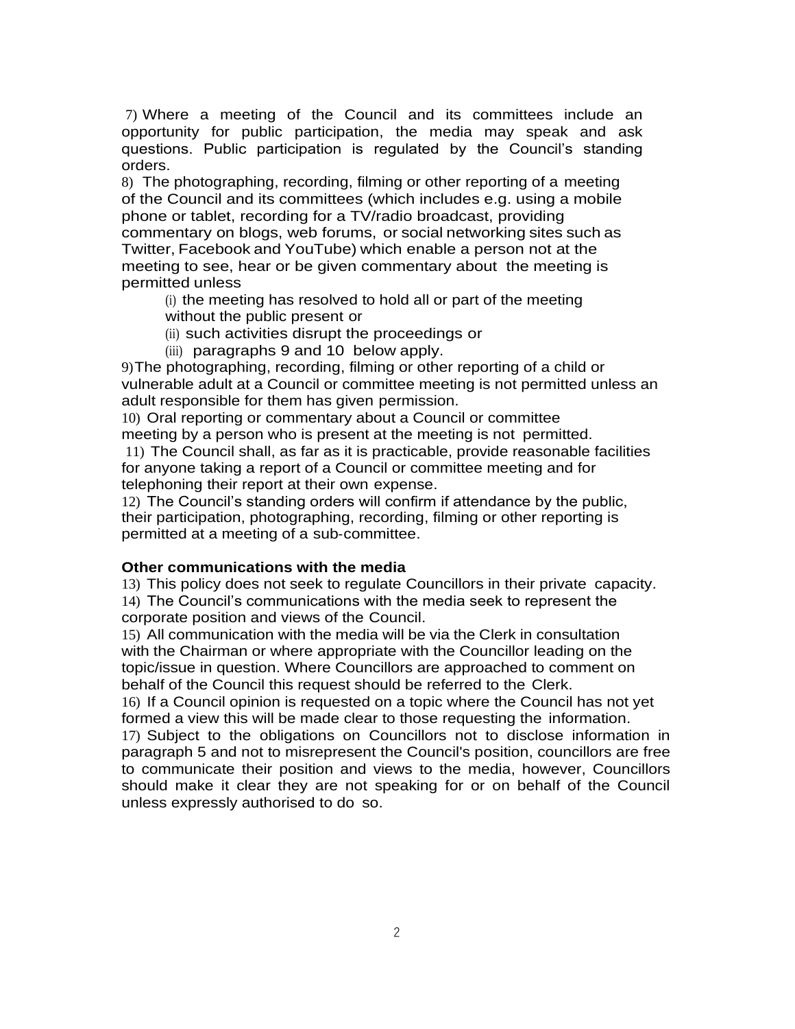7) Where a meeting of the Council and its committees include an opportunity for public participation, the media may speak and ask questions. Public participation is regulated by the Council's standing orders.

8) The photographing, recording, filming or other reporting of a meeting of the Council and its committees (which includes e.g. using a mobile phone or tablet, recording for a TV/radio broadcast, providing commentary on blogs, web forums, or social networking sites such as Twitter, Facebook and YouTube) which enable a person not at the meeting to see, hear or be given commentary about the meeting is permitted unless

(i) the meeting has resolved to hold all or part of the meeting without the public present or

(ii) such activities disrupt the proceedings or

(iii) paragraphs 9 and 10 below apply.

9) The photographing, recording, filming or other reporting of a child or vulnerable adult at a Council or committee meeting is not permitted unless an adult responsible for them has given permission.

10) Oral reporting or commentary about a Council or committee meeting by a person who is present at the meeting is not permitted.

11) The Council shall, as far as it is practicable, provide reasonable facilities for anyone taking a report of a Council or committee meeting and for telephoning their report at their own expense.

12) The Council's standing orders will confirm if attendance by the public, their participation, photographing, recording, filming or other reporting is permitted at a meeting of a sub-committee.

**Other communications with the media**

13) This policy does not seek to regulate Councillors in their private capacity.

14) The Council's communications with the media seek to represent the corporate position and views of the Council.

15) All communication with the media will be via the Clerk in consultation with the Chairman or where appropriate with the Councillor leading on the topic/issue in question. Where Councillors are approached to comment on behalf of the Council this request should be referred to the Clerk.

16) If a Council opinion is requested on a topic where the Council has not yet formed a view this will be made clear to those requesting the information.

17) Subject to the obligations on Councillors not to disclose information in paragraph 5 and not to misrepresent the Council's position, councillors are free to communicate their position and views to the media, however, Councillors should make it clear they are not speaking for or on behalf of the Council unless expressly authorised to do so.